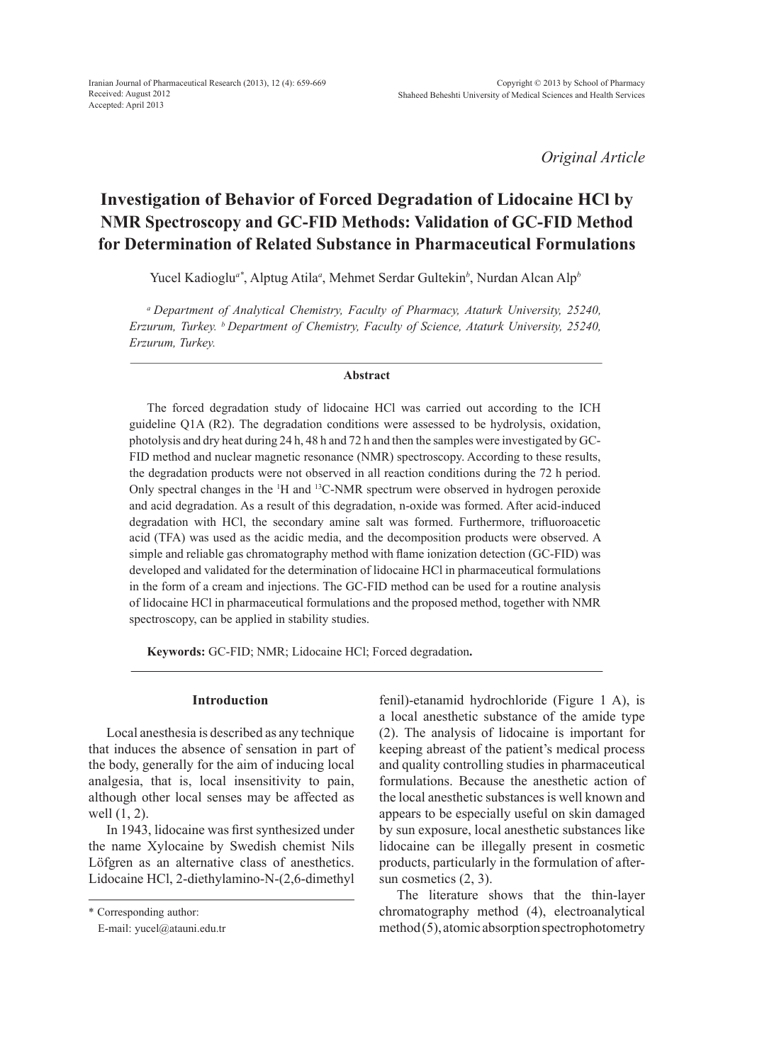*Original Article*

# Investigation of Behavior of Forced Degradation of Lidocaine HCl by NMR Spectroscopy and GC-FID Methods: Validation of GC-FID Method for Determination of Related Substance in Pharmaceutical Formulations

Yucel Kadioglu[a*], Alptug Atila[a], Mehmet Serdar Gultekin[b], Nurdan Alcan Alp[b]

[a] *Department of Analytical Chemistry, Faculty of Pharmacy, Ataturk University, 25240, Erzurum, Turkey.* [b] *Department of Chemistry, Faculty of Science, Ataturk University, 25240, Erzurum, Turkey.*

### Abstract

The forced degradation study of lidocaine HCl was carried out according to the ICH guideline Q1A (R2). The degradation conditions were assessed to be hydrolysis, oxidation, photolysis and dry heat during 24 h, 48 h and 72 h and then the samples were investigated by GC-FID method and nuclear magnetic resonance (NMR) spectroscopy. According to these results, the degradation products were not observed in all reaction conditions during the 72 h period. Only spectral changes in the $^{1}$H and $^{13}$C-NMR spectrum were observed in hydrogen peroxide and acid degradation. As a result of this degradation, n-oxide was formed. After acid-induced degradation with HCl, the secondary amine salt was formed. Furthermore, trifluoroacetic acid (TFA) was used as the acidic media, and the decomposition products were observed. A simple and reliable gas chromatography method with flame ionization detection (GC-FID) was developed and validated for the determination of lidocaine HCl in pharmaceutical formulations in the form of a cream and injections. The GC-FID method can be used for a routine analysis of lidocaine HCl in pharmaceutical formulations and the proposed method, together with NMR spectroscopy, can be applied in stability studies.

**Keywords:** GC-FID; NMR; Lidocaine HCl; Forced degradation**.**

## Introduction

Local anesthesia is described as any technique that induces the absence of sensation in part of the body, generally for the aim of inducing local analgesia, that is, local insensitivity to pain, although other local senses may be affected as well (1, 2).

In 1943, lidocaine was first synthesized under the name Xylocaine by Swedish chemist Nils Löfgren as an alternative class of anesthetics. Lidocaine HCl, 2-diethylamino-N-(2,6-dimethyl fenil)-etanamid hydrochloride (Figure 1 A), is a local anesthetic substance of the amide type (2). The analysis of lidocaine is important for keeping abreast of the patient's medical process and quality controlling studies in pharmaceutical formulations. Because the anesthetic action of the local anesthetic substances is well known and appears to be especially useful on skin damaged by sun exposure, local anesthetic substances like lidocaine can be illegally present in cosmetic products, particularly in the formulation of after-sun cosmetics (2, 3).

The literature shows that the thin-layer chromatography method (4), electroanalytical method (5), atomic absorption spectrophotometry

\* Corresponding author:
E-mail: yucel@atauni.edu.tr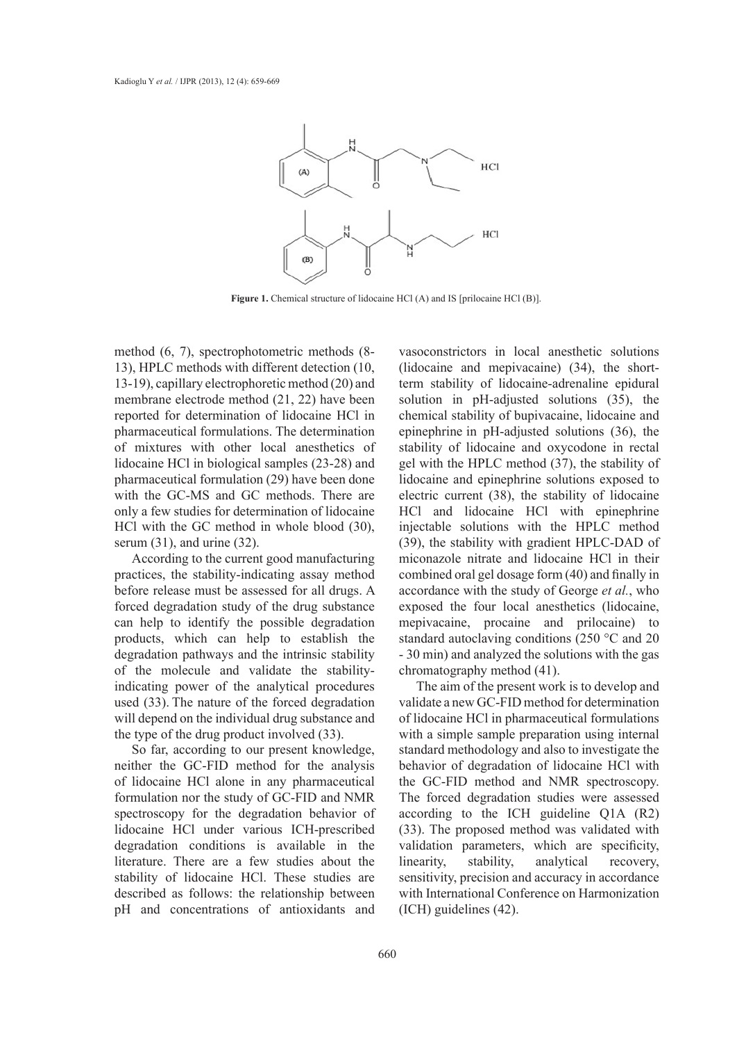**Figure 1.** Chemical structure of lidocaine HCl (A) and IS [prilocaine HCl (B)].

method (6, 7), spectrophotometric methods (8-13), HPLC methods with different detection (10, 13-19), capillary electrophoretic method (20) and membrane electrode method (21, 22) have been reported for determination of lidocaine HCl in pharmaceutical formulations. The determination of mixtures with other local anesthetics of lidocaine HCl in biological samples (23-28) and pharmaceutical formulation (29) have been done with the GC-MS and GC methods. There are only a few studies for determination of lidocaine HCl with the GC method in whole blood (30), serum (31), and urine (32).

According to the current good manufacturing practices, the stability-indicating assay method before release must be assessed for all drugs. A forced degradation study of the drug substance can help to identify the possible degradation products, which can help to establish the degradation pathways and the intrinsic stability of the molecule and validate the stability-indicating power of the analytical procedures used (33). The nature of the forced degradation will depend on the individual drug substance and the type of the drug product involved (33).

So far, according to our present knowledge, neither the GC-FID method for the analysis of lidocaine HCl alone in any pharmaceutical formulation nor the study of GC-FID and NMR spectroscopy for the degradation behavior of lidocaine HCl under various ICH-prescribed degradation conditions is available in the literature. There are a few studies about the stability of lidocaine HCl. These studies are described as follows: the relationship between pH and concentrations of antioxidants and vasoconstrictors in local anesthetic solutions (lidocaine and mepivacaine) (34), the short-term stability of lidocaine-adrenaline epidural solution in pH-adjusted solutions (35), the chemical stability of bupivacaine, lidocaine and epinephrine in pH-adjusted solutions (36), the stability of lidocaine and oxycodone in rectal gel with the HPLC method (37), the stability of lidocaine and epinephrine solutions exposed to electric current (38), the stability of lidocaine HCl and lidocaine HCl with epinephrine injectable solutions with the HPLC method (39), the stability with gradient HPLC-DAD of miconazole nitrate and lidocaine HCl in their combined oral gel dosage form (40) and finally in accordance with the study of George *et al.*, who exposed the four local anesthetics (lidocaine, mepivacaine, procaine and prilocaine) to standard autoclaving conditions (250 °C and 20 - 30 min) and analyzed the solutions with the gas chromatography method (41).

The aim of the present work is to develop and validate a new GC-FID method for determination of lidocaine HCl in pharmaceutical formulations with a simple sample preparation using internal standard methodology and also to investigate the behavior of degradation of lidocaine HCl with the GC-FID method and NMR spectroscopy. The forced degradation studies were assessed according to the ICH guideline Q1A (R2) (33). The proposed method was validated with validation parameters, which are specificity, linearity, stability, analytical recovery, sensitivity, precision and accuracy in accordance with International Conference on Harmonization (ICH) guidelines (42).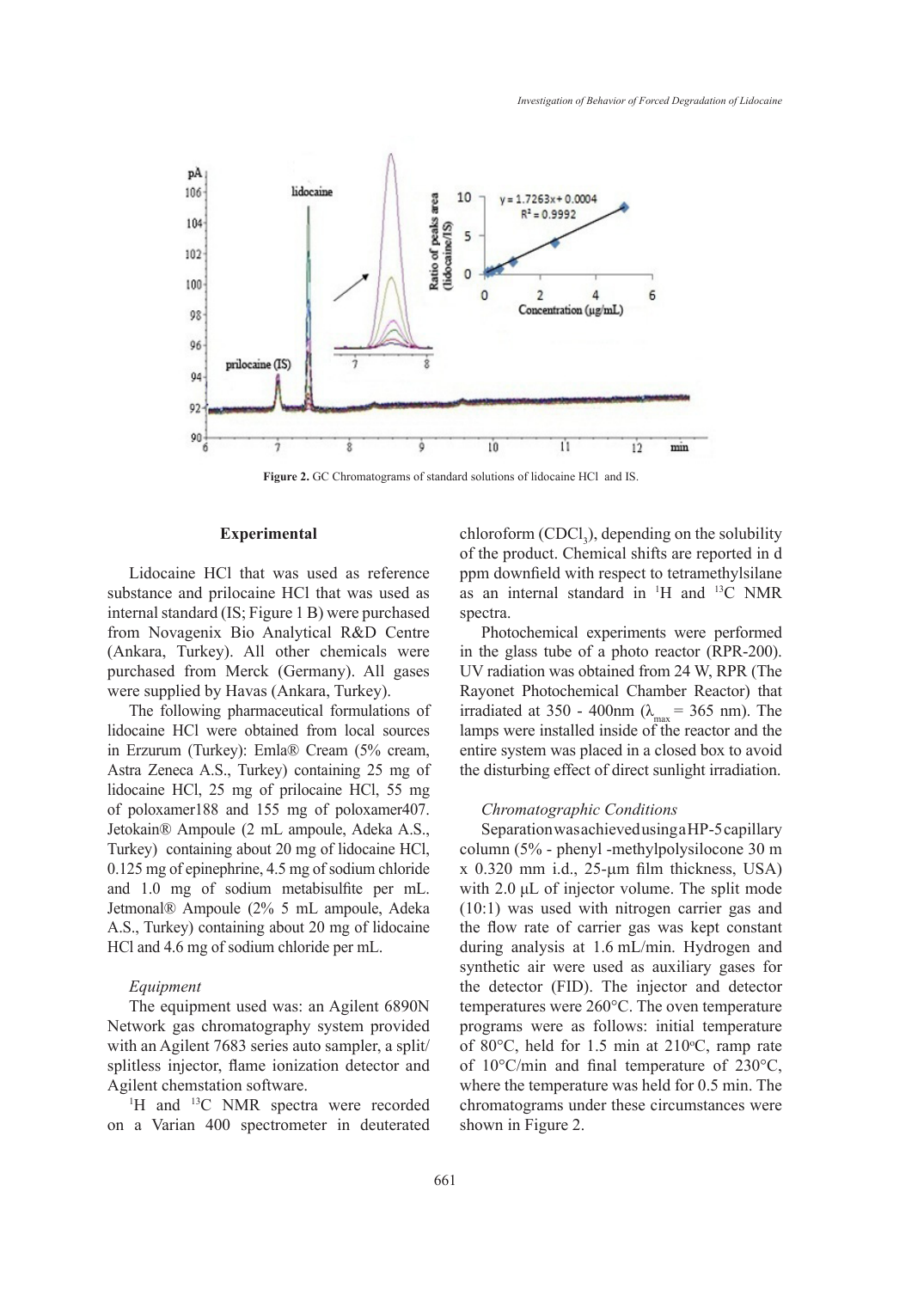Figure 2. GC Chromatograms of standard solutions of lidocaine HCl and IS.

## Experimental

Lidocaine HCl that was used as reference substance and prilocaine HCl that was used as internal standard (IS; Figure 1 B) were purchased from Novagenix Bio Analytical R&D Centre (Ankara, Turkey). All other chemicals were purchased from Merck (Germany). All gases were supplied by Havas (Ankara, Turkey).

The following pharmaceutical formulations of lidocaine HCl were obtained from local sources in Erzurum (Turkey): Emla® Cream (5% cream, Astra Zeneca A.S., Turkey) containing 25 mg of lidocaine HCl, 25 mg of prilocaine HCl, 55 mg of poloxamer188 and 155 mg of poloxamer407. Jetokain® Ampoule (2 mL ampoule, Adeka A.S., Turkey) containing about 20 mg of lidocaine HCl, 0.125 mg of epinephrine, 4.5 mg of sodium chloride and 1.0 mg of sodium metabisulfite per mL. Jetmonal® Ampoule (2% 5 mL ampoule, Adeka A.S., Turkey) containing about 20 mg of lidocaine HCl and 4.6 mg of sodium chloride per mL.

### *Equipment*

The equipment used was: an Agilent 6890N Network gas chromatography system provided with an Agilent 7683 series auto sampler, a split/splitless injector, flame ionization detector and Agilent chemstation software.

$^1H$ and $^{13}C$ NMR spectra were recorded on a Varian 400 spectrometer in deuterated chloroform ($CDCl_3$), depending on the solubility of the product. Chemical shifts are reported in d ppm downfield with respect to tetramethylsilane as an internal standard in $^1H$ and $^{13}C$ NMR spectra.

Photochemical experiments were performed in the glass tube of a photo reactor (RPR-200). UV radiation was obtained from 24 W, RPR (The Rayonet Photochemical Chamber Reactor) that irradiated at 350 - 400nm ($\lambda_{max}$ = 365 nm). The lamps were installed inside of the reactor and the entire system was placed in a closed box to avoid the disturbing effect of direct sunlight irradiation.

### *Chromatographic Conditions*

Separation was achieved using a HP-5 capillary column (5% - phenyl -methylpolysilocone 30 m x 0.320 mm i.d., 25-μm film thickness, USA) with 2.0 μL of injector volume. The split mode (10:1) was used with nitrogen carrier gas and the flow rate of carrier gas was kept constant during analysis at 1.6 mL/min. Hydrogen and synthetic air were used as auxiliary gases for the detector (FID). The injector and detector temperatures were 260°C. The oven temperature programs were as follows: initial temperature of 80°C, held for 1.5 min at 210°C, ramp rate of 10°C/min and final temperature of 230°C, where the temperature was held for 0.5 min. The chromatograms under these circumstances were shown in Figure 2.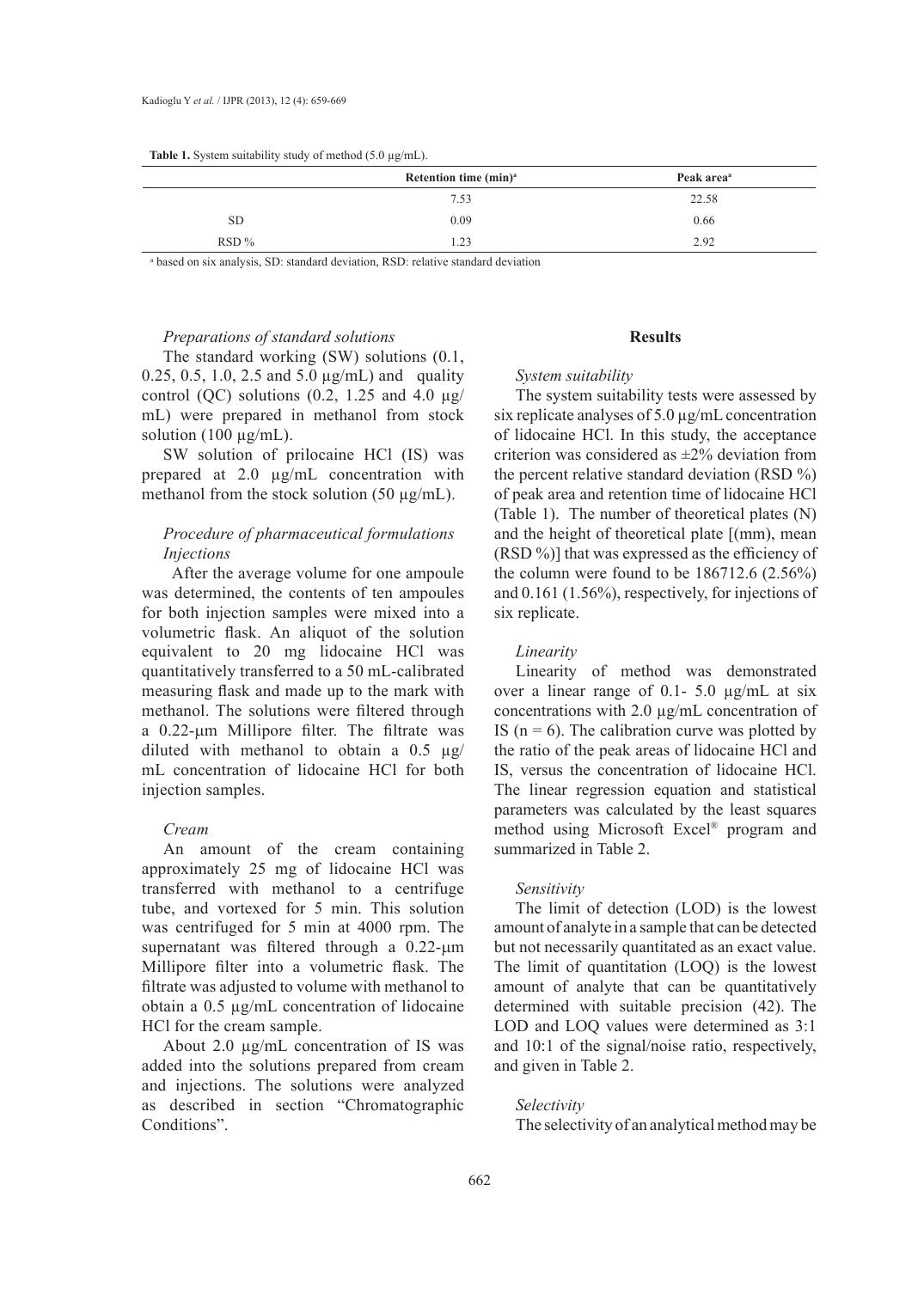**Table 1.** System suitability study of method (5.0 µg/mL).

| | Retention time (min)[a] | Peak area[a] |
|---|---|---|
| | 7.53 | 22.58 |
| SD | 0.09 | 0.66 |
| RSD % | 1.23 | 2.92 |

[a] based on six analysis, SD: standard deviation, RSD: relative standard deviation

### *Preparations of standard solutions*

The standard working (SW) solutions (0.1, 0.25, 0.5, 1.0, 2.5 and 5.0 µg/mL) and quality control (QC) solutions (0.2, 1.25 and 4.0 µg/mL) were prepared in methanol from stock solution (100 µg/mL).

SW solution of prilocaine HCl (IS) was prepared at 2.0 µg/mL concentration with methanol from the stock solution (50 µg/mL).

### *Procedure of pharmaceutical formulations*

#### *Injections*

After the average volume for one ampoule was determined, the contents of ten ampoules for both injection samples were mixed into a volumetric flask. An aliquot of the solution equivalent to 20 mg lidocaine HCl was quantitatively transferred to a 50 mL-calibrated measuring flask and made up to the mark with methanol. The solutions were filtered through a 0.22-µm Millipore filter. The filtrate was diluted with methanol to obtain a 0.5 µg/mL concentration of lidocaine HCl for both injection samples.

#### *Cream*

An amount of the cream containing approximately 25 mg of lidocaine HCl was transferred with methanol to a centrifuge tube, and vortexed for 5 min. This solution was centrifuged for 5 min at 4000 rpm. The supernatant was filtered through a 0.22-µm Millipore filter into a volumetric flask. The filtrate was adjusted to volume with methanol to obtain a 0.5 µg/mL concentration of lidocaine HCl for the cream sample.

About 2.0 µg/mL concentration of IS was added into the solutions prepared from cream and injections. The solutions were analyzed as described in section "Chromatographic Conditions".

## Results

### *System suitability*

The system suitability tests were assessed by six replicate analyses of 5.0 µg/mL concentration of lidocaine HCl. In this study, the acceptance criterion was considered as ±2% deviation from the percent relative standard deviation (RSD %) of peak area and retention time of lidocaine HCl (Table 1). The number of theoretical plates (N) and the height of theoretical plate [(mm), mean (RSD %)] that was expressed as the efficiency of the column were found to be 186712.6 (2.56%) and 0.161 (1.56%), respectively, for injections of six replicate.

### *Linearity*

Linearity of method was demonstrated over a linear range of 0.1- 5.0 µg/mL at six concentrations with 2.0 µg/mL concentration of IS ($n = 6$). The calibration curve was plotted by the ratio of the peak areas of lidocaine HCl and IS, versus the concentration of lidocaine HCl. The linear regression equation and statistical parameters was calculated by the least squares method using Microsoft Excel® program and summarized in Table 2.

### *Sensitivity*

The limit of detection (LOD) is the lowest amount of analyte in a sample that can be detected but not necessarily quantitated as an exact value. The limit of quantitation (LOQ) is the lowest amount of analyte that can be quantitatively determined with suitable precision (42). The LOD and LOQ values were determined as 3:1 and 10:1 of the signal/noise ratio, respectively, and given in Table 2.

### *Selectivity*

The selectivity of an analytical method may be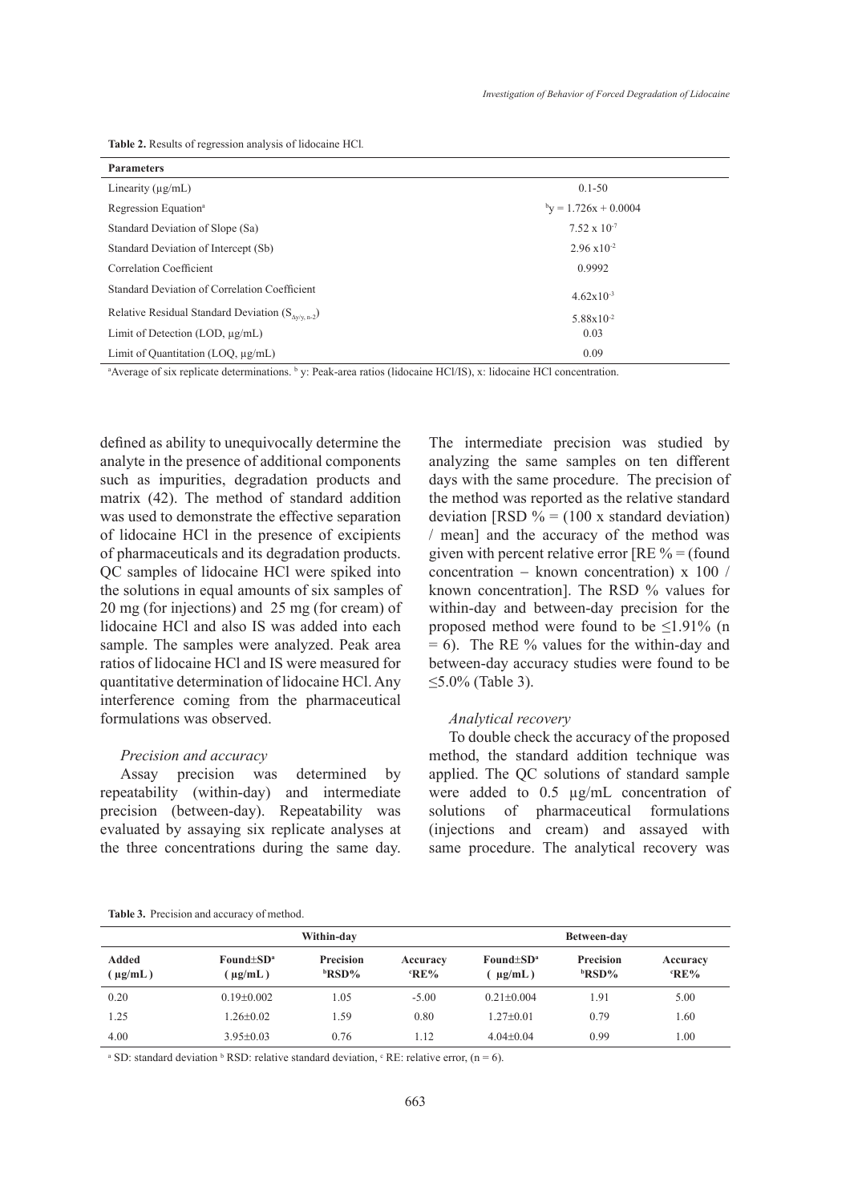**Table 2.** Results of regression analysis of lidocaine HCl.

| Parameters | |
|---|---|
| Linearity (μg/mL) | 0.1-50 |
| Regression Equation[a] | [b]$y = 1.726x + 0.0004$ |
| Standard Deviation of Slope (Sa) | $7.52 \times 10^{-7}$ |
| Standard Deviation of Intercept (Sb) | $2.96 \times 10^{-2}$ |
| Correlation Coefficient | 0.9992 |
| Standard Deviation of Correlation Coefficient | $4.62 \times 10^{-3}$ |
| Relative Residual Standard Deviation ($S_{Ay/y, n-2}$) | $5.88 \times 10^{-2}$ |
| Limit of Detection (LOD, μg/mL) | 0.03 |
| Limit of Quantitation (LOQ, μg/mL) | 0.09 |

[a]Average of six replicate determinations. [b] y: Peak-area ratios (lidocaine HCl/IS), x: lidocaine HCl concentration.

defined as ability to unequivocally determine the analyte in the presence of additional components such as impurities, degradation products and matrix (42). The method of standard addition was used to demonstrate the effective separation of lidocaine HCl in the presence of excipients of pharmaceuticals and its degradation products. QC samples of lidocaine HCl were spiked into the solutions in equal amounts of six samples of 20 mg (for injections) and 25 mg (for cream) of lidocaine HCl and also IS was added into each sample. The samples were analyzed. Peak area ratios of lidocaine HCl and IS were measured for quantitative determination of lidocaine HCl. Any interference coming from the pharmaceutical formulations was observed.

*Precision and accuracy*

Assay precision was determined by repeatability (within-day) and intermediate precision (between-day). Repeatability was evaluated by assaying six replicate analyses at the three concentrations during the same day. The intermediate precision was studied by analyzing the same samples on ten different days with the same procedure. The precision of the method was reported as the relative standard deviation [RSD % = (100 x standard deviation) / mean] and the accuracy of the method was given with percent relative error [RE % = (found concentration − known concentration) x 100 / known concentration]. The RSD % values for within-day and between-day precision for the proposed method were found to be ≤1.91% (n = 6). The RE % values for the within-day and between-day accuracy studies were found to be ≤5.0% (Table 3).

*Analytical recovery*

To double check the accuracy of the proposed method, the standard addition technique was applied. The QC solutions of standard sample were added to 0.5 μg/mL concentration of solutions of pharmaceutical formulations (injections and cream) and assayed with same procedure. The analytical recovery was

**Table 3.** Precision and accuracy of method.

| | Within-day | | | Between-day | | |
|---|---|---|---|---|---|---|
| Added (μg/mL) | Found±SD[a] (μg/mL) | Precision [b]RSD% | Accuracy [c]RE% | Found±SD[a] (μg/mL) | Precision [b]RSD% | Accuracy [c]RE% |
| 0.20 | 0.19±0.002 | 1.05 | -5.00 | 0.21±0.004 | 1.91 | 5.00 |
| 1.25 | 1.26±0.02 | 1.59 | 0.80 | 1.27±0.01 | 0.79 | 1.60 |
| 4.00 | 3.95±0.03 | 0.76 | 1.12 | 4.04±0.04 | 0.99 | 1.00 |

[a] SD: standard deviation [b] RSD: relative standard deviation, [c] RE: relative error, (n = 6).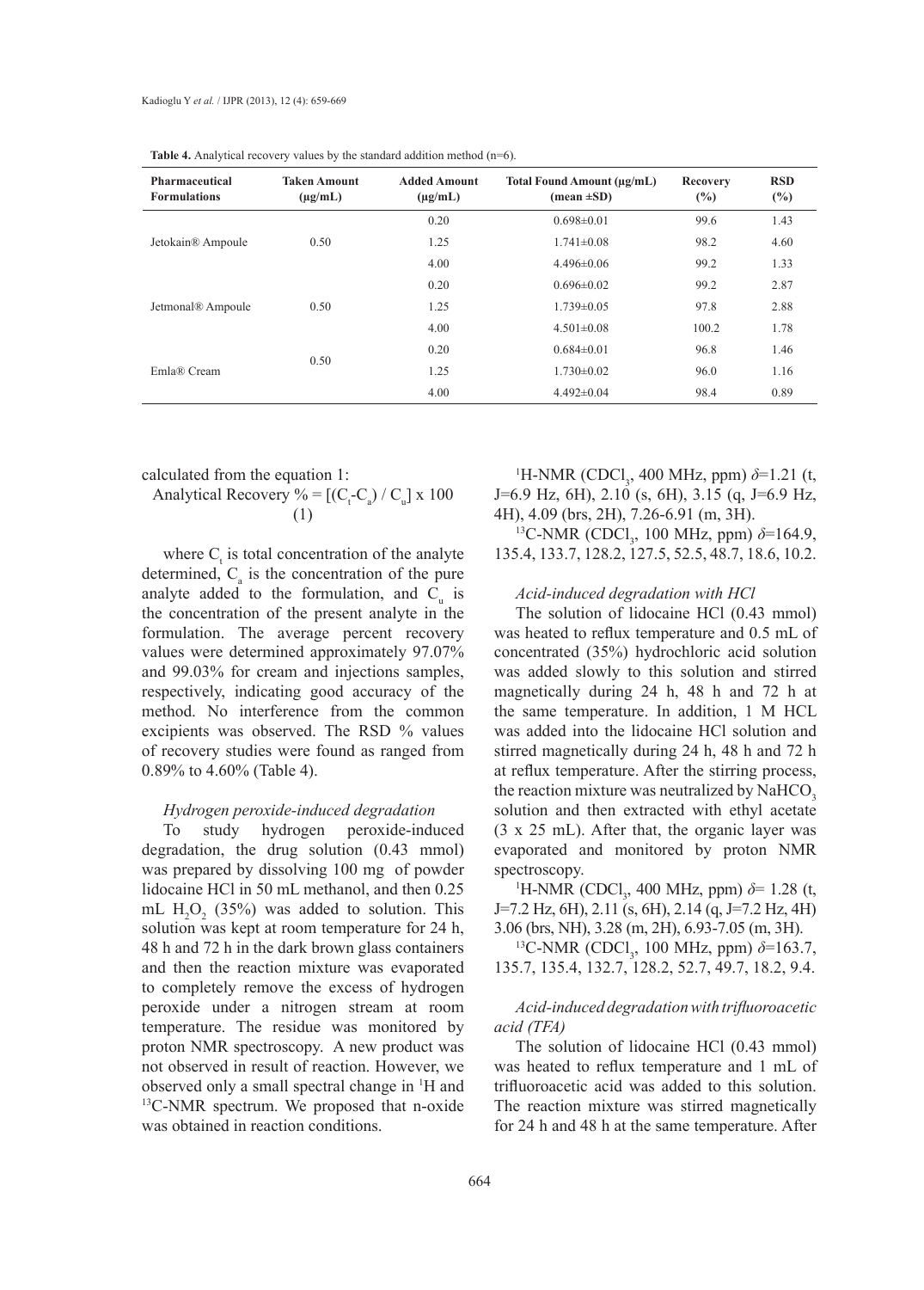**Table 4.** Analytical recovery values by the standard addition method (n=6).

| Pharmaceutical Formulations | Taken Amount (μg/mL) | Added Amount (μg/mL) | Total Found Amount (μg/mL) (mean ±SD) | Recovery (%) | RSD (%) |
|---|---|---|---|---|---|
| Jetokain® Ampoule | 0.50 | 0.20 | 0.698±0.01 | 99.6 | 1.43 |
| | | 1.25 | 1.741±0.08 | 98.2 | 4.60 |
| | | 4.00 | 4.496±0.06 | 99.2 | 1.33 |
| Jetmonal® Ampoule | 0.50 | 0.20 | 0.696±0.02 | 99.2 | 2.87 |
| | | 1.25 | 1.739±0.05 | 97.8 | 2.88 |
| | | 4.00 | 4.501±0.08 | 100.2 | 1.78 |
| Emla® Cream | 0.50 | 0.20 | 0.684±0.01 | 96.8 | 1.46 |
| | | 1.25 | 1.730±0.02 | 96.0 | 1.16 |
| | | 4.00 | 4.492±0.04 | 98.4 | 0.89 |

calculated from the equation 1:

$$\text{Analytical Recovery } \% = [(C_t - C_a) / C_u] \times 100 \quad (1)$$

where $C_t$ is total concentration of the analyte determined, $C_a$ is the concentration of the pure analyte added to the formulation, and $C_u$ is the concentration of the present analyte in the formulation. The average percent recovery values were determined approximately 97.07% and 99.03% for cream and injections samples, respectively, indicating good accuracy of the method. No interference from the common excipients was observed. The RSD % values of recovery studies were found as ranged from 0.89% to 4.60% (Table 4).

*Hydrogen peroxide-induced degradation*

To study hydrogen peroxide-induced degradation, the drug solution (0.43 mmol) was prepared by dissolving 100 mg of powder lidocaine HCl in 50 mL methanol, and then 0.25 mL $H_2O_2$ (35%) was added to solution. This solution was kept at room temperature for 24 h, 48 h and 72 h in the dark brown glass containers and then the reaction mixture was evaporated to completely remove the excess of hydrogen peroxide under a nitrogen stream at room temperature. The residue was monitored by proton NMR spectroscopy. A new product was not observed in result of reaction. However, we observed only a small spectral change in $^1$H and $^{13}$C-NMR spectrum. We proposed that n-oxide was obtained in reaction conditions.

$^1$H-NMR ($CDCl_3$, 400 MHz, ppm) $\delta$=1.21 (t, J=6.9 Hz, 6H), 2.10 (s, 6H), 3.15 (q, J=6.9 Hz, 4H), 4.09 (brs, 2H), 7.26-6.91 (m, 3H).

$^{13}$C-NMR ($CDCl_3$, 100 MHz, ppm) $\delta$=164.9, 135.4, 133.7, 128.2, 127.5, 52.5, 48.7, 18.6, 10.2.

*Acid-induced degradation with HCl*

The solution of lidocaine HCl (0.43 mmol) was heated to reflux temperature and 0.5 mL of concentrated (35%) hydrochloric acid solution was added slowly to this solution and stirred magnetically during 24 h, 48 h and 72 h at the same temperature. In addition, 1 M HCL was added into the lidocaine HCl solution and stirred magnetically during 24 h, 48 h and 72 h at reflux temperature. After the stirring process, the reaction mixture was neutralized by $NaHCO_3$ solution and then extracted with ethyl acetate (3 x 25 mL). After that, the organic layer was evaporated and monitored by proton NMR spectroscopy.

$^1$H-NMR ($CDCl_3$, 400 MHz, ppm) $\delta$= 1.28 (t, J=7.2 Hz, 6H), 2.11 (s, 6H), 2.14 (q, J=7.2 Hz, 4H) 3.06 (brs, NH), 3.28 (m, 2H), 6.93-7.05 (m, 3H).

$^{13}$C-NMR ($CDCl_3$, 100 MHz, ppm) $\delta$=163.7, 135.7, 135.4, 132.7, 128.2, 52.7, 49.7, 18.2, 9.4.

*Acid-induced degradation with trifluoroacetic acid (TFA)*

The solution of lidocaine HCl (0.43 mmol) was heated to reflux temperature and 1 mL of trifluoroacetic acid was added to this solution. The reaction mixture was stirred magnetically for 24 h and 48 h at the same temperature. After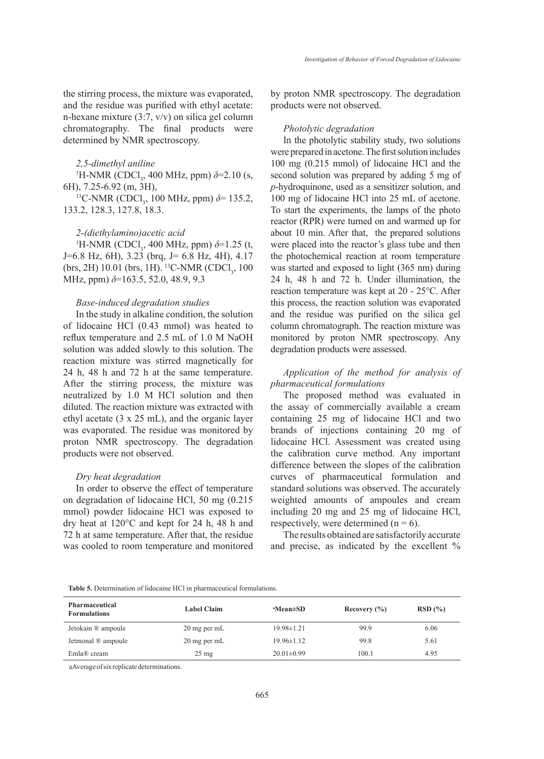the stirring process, the mixture was evaporated, and the residue was purified with ethyl acetate: n-hexane mixture (3:7, v/v) on silica gel column chromatography. The final products were determined by NMR spectroscopy.

*2,5-dimethyl aniline*

$^1$H-NMR ($CDCl_3$, 400 MHz, ppm) $\delta$=2.10 (s, 6H), 7.25-6.92 (m, 3H),

$^{13}$C-NMR ($CDCl_3$, 100 MHz, ppm) $\delta$= 135.2, 133.2, 128.3, 127.8, 18.3.

*2-(diethylamino)acetic acid*

$^1$H-NMR ($CDCl_3$, 400 MHz, ppm) $\delta$=1.25 (t, J=6.8 Hz, 6H), 3.23 (brq, J= 6.8 Hz, 4H), 4.17 (brs, 2H) 10.01 (brs, 1H). $^{13}$C-NMR ($CDCl_3$, 100 MHz, ppm) $\delta$=163.5, 52.0, 48.9, 9.3

*Base-induced degradation studies*

In the study in alkaline condition, the solution of lidocaine HCl (0.43 mmol) was heated to reflux temperature and 2.5 mL of 1.0 M NaOH solution was added slowly to this solution. The reaction mixture was stirred magnetically for 24 h, 48 h and 72 h at the same temperature. After the stirring process, the mixture was neutralized by 1.0 M HCl solution and then diluted. The reaction mixture was extracted with ethyl acetate (3 x 25 mL), and the organic layer was evaporated. The residue was monitored by proton NMR spectroscopy. The degradation products were not observed.

*Dry heat degradation*

In order to observe the effect of temperature on degradation of lidocaine HCl, 50 mg (0.215 mmol) powder lidocaine HCl was exposed to dry heat at 120°C and kept for 24 h, 48 h and 72 h at same temperature. After that, the residue was cooled to room temperature and monitored by proton NMR spectroscopy. The degradation products were not observed.

*Photolytic degradation*

In the photolytic stability study, two solutions were prepared in acetone. The first solution includes 100 mg (0.215 mmol) of lidocaine HCl and the second solution was prepared by adding 5 mg of *p*-hydroquinone, used as a sensitizer solution, and 100 mg of lidocaine HCl into 25 mL of acetone. To start the experiments, the lamps of the photo reactor (RPR) were turned on and warmed up for about 10 min. After that, the prepared solutions were placed into the reactor's glass tube and then the photochemical reaction at room temperature was started and exposed to light (365 nm) during 24 h, 48 h and 72 h. Under illumination, the reaction temperature was kept at 20 - 25°C. After this process, the reaction solution was evaporated and the residue was purified on the silica gel column chromatograph. The reaction mixture was monitored by proton NMR spectroscopy. Any degradation products were assessed.

*Application of the method for analysis of pharmaceutical formulations*

The proposed method was evaluated in the assay of commercially available a cream containing 25 mg of lidocaine HCl and two brands of injections containing 20 mg of lidocaine HCl. Assessment was created using the calibration curve method. Any important difference between the slopes of the calibration curves of pharmaceutical formulation and standard solutions was observed. The accurately weighted amounts of ampoules and cream including 20 mg and 25 mg of lidocaine HCl, respectively, were determined (n = 6).

The results obtained are satisfactorily accurate and precise, as indicated by the excellent %

**Table 5.** Determination of lidocaine HCl in pharmaceutical formulations.

| Pharmaceutical Formulations | Label Claim | [a]Mean±SD | Recovery (%) | RSD (%) |
|---|---|---|---|---|
| Jetokain ® ampoule | 20 mg per mL | 19.98±1.21 | 99.9 | 6.06 |
| Jetmonal ® ampoule | 20 mg per mL | 19.96±1.12 | 99.8 | 5.61 |
| Emla® cream | 25 mg | 20.01±0.99 | 100.1 | 4.95 |

aAverage of six replicate determinations.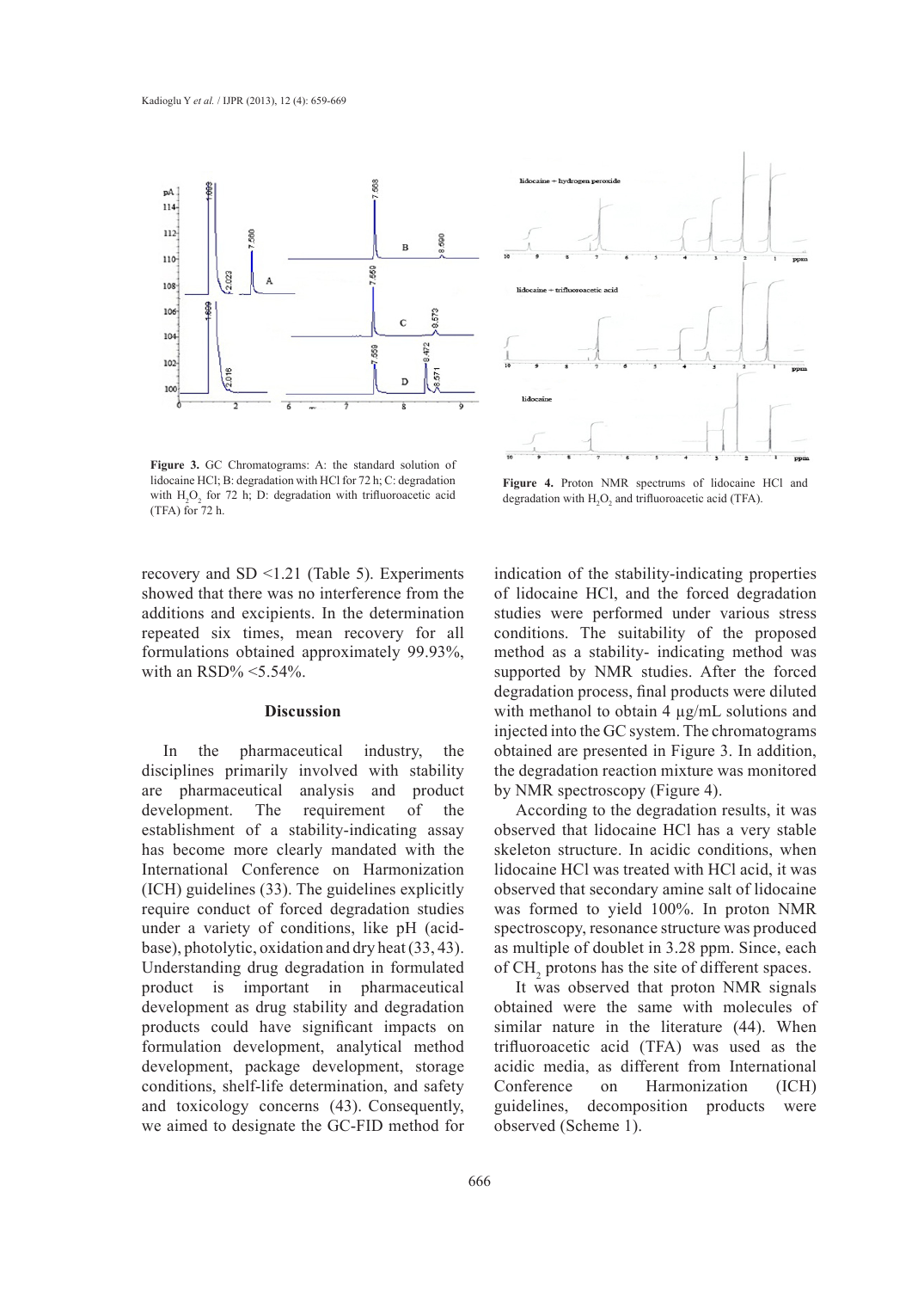Figure 3. GC Chromatograms: A: the standard solution of lidocaine HCl; B: degradation with HCl for 72 h; C: degradation with $H_2O_2$ for 72 h; D: degradation with trifluoroacetic acid (TFA) for 72 h.

Figure 4. Proton NMR spectrums of lidocaine HCl and degradation with $H_2O_2$ and trifluoroacetic acid (TFA).

recovery and SD <1.21 (Table 5). Experiments showed that there was no interference from the additions and excipients. In the determination repeated six times, mean recovery for all formulations obtained approximately 99.93%, with an RSD% <5.54%.

## Discussion

In the pharmaceutical industry, the disciplines primarily involved with stability are pharmaceutical analysis and product development. The requirement of the establishment of a stability-indicating assay has become more clearly mandated with the International Conference on Harmonization (ICH) guidelines (33). The guidelines explicitly require conduct of forced degradation studies under a variety of conditions, like pH (acid-base), photolytic, oxidation and dry heat (33, 43). Understanding drug degradation in formulated product is important in pharmaceutical development as drug stability and degradation products could have significant impacts on formulation development, analytical method development, package development, storage conditions, shelf-life determination, and safety and toxicology concerns (43). Consequently, we aimed to designate the GC-FID method for indication of the stability-indicating properties of lidocaine HCl, and the forced degradation studies were performed under various stress conditions. The suitability of the proposed method as a stability- indicating method was supported by NMR studies. After the forced degradation process, final products were diluted with methanol to obtain 4 µg/mL solutions and injected into the GC system. The chromatograms obtained are presented in Figure 3. In addition, the degradation reaction mixture was monitored by NMR spectroscopy (Figure 4).

According to the degradation results, it was observed that lidocaine HCl has a very stable skeleton structure. In acidic conditions, when lidocaine HCl was treated with HCl acid, it was observed that secondary amine salt of lidocaine was formed to yield 100%. In proton NMR spectroscopy, resonance structure was produced as multiple of doublet in 3.28 ppm. Since, each of $CH_2$ protons has the site of different spaces.

It was observed that proton NMR signals obtained were the same with molecules of similar nature in the literature (44). When trifluoroacetic acid (TFA) was used as the acidic media, as different from International Conference on Harmonization (ICH) guidelines, decomposition products were observed (Scheme 1).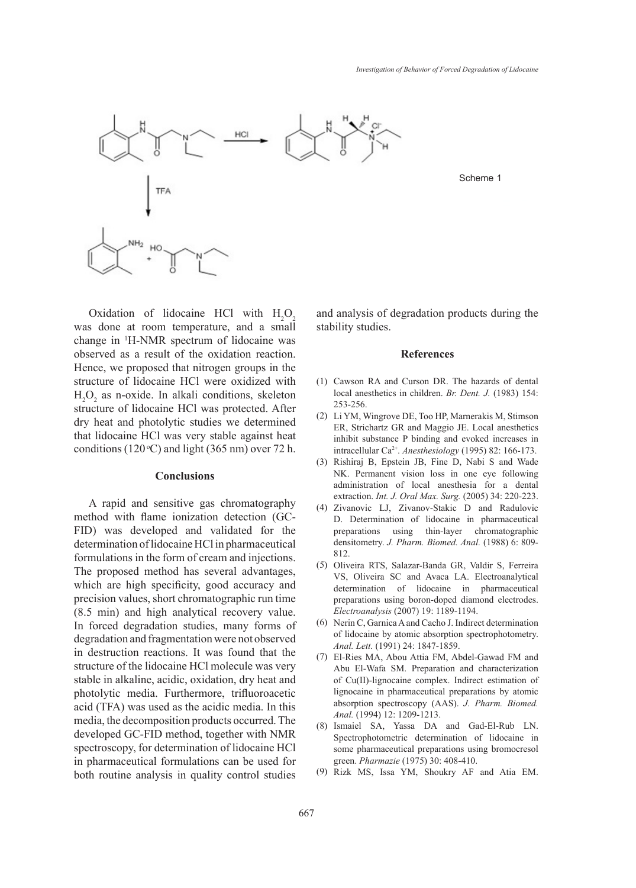Scheme 1

Oxidation of lidocaine HCl with $H_2O_2$ was done at room temperature, and a small change in $^1$H-NMR spectrum of lidocaine was observed as a result of the oxidation reaction. Hence, we proposed that nitrogen groups in the structure of lidocaine HCl were oxidized with $H_2O_2$ as n-oxide. In alkali conditions, skeleton structure of lidocaine HCl was protected. After dry heat and photolytic studies we determined that lidocaine HCl was very stable against heat conditions (120 °C) and light (365 nm) over 72 h.

## Conclusions

A rapid and sensitive gas chromatography method with flame ionization detection (GC-FID) was developed and validated for the determination of lidocaine HCl in pharmaceutical formulations in the form of cream and injections. The proposed method has several advantages, which are high specificity, good accuracy and precision values, short chromatographic run time (8.5 min) and high analytical recovery value. In forced degradation studies, many forms of degradation and fragmentation were not observed in destruction reactions. It was found that the structure of the lidocaine HCl molecule was very stable in alkaline, acidic, oxidation, dry heat and photolytic media. Furthermore, trifluoroacetic acid (TFA) was used as the acidic media. In this media, the decomposition products occurred. The developed GC-FID method, together with NMR spectroscopy, for determination of lidocaine HCl in pharmaceutical formulations can be used for both routine analysis in quality control studies and analysis of degradation products during the stability studies.

## References

(1) Cawson RA and Curson DR. The hazards of dental local anesthetics in children. *Br. Dent. J.* (1983) 154: 253-256.

(2) Li YM, Wingrove DE, Too HP, Marnerakis M, Stimson ER, Strichartz GR and Maggio JE. Local anesthetics inhibit substance P binding and evoked increases in intracellular $Ca^{2+}$. *Anesthesiology* (1995) 82: 166-173.

(3) Rishiraj B, Epstein JB, Fine D, Nabi S and Wade NK. Permanent vision loss in one eye following administration of local anesthesia for a dental extraction. *Int. J. Oral Max. Surg.* (2005) 34: 220-223.

(4) Zivanovic LJ, Zivanov-Stakic D and Radulovic D. Determination of lidocaine in pharmaceutical preparations using thin-layer chromatographic densitometry. *J. Pharm. Biomed. Anal.* (1988) 6: 809-812.

(5) Oliveira RTS, Salazar-Banda GR, Valdir S, Ferreira VS, Oliveira SC and Avaca LA. Electroanalytical determination of lidocaine in pharmaceutical preparations using boron-doped diamond electrodes. *Electroanalysis* (2007) 19: 1189-1194.

(6) Nerin C, Garnica A and Cacho J. Indirect determination of lidocaine by atomic absorption spectrophotometry. *Anal. Lett.* (1991) 24: 1847-1859.

(7) El-Ries MA, Abou Attia FM, Abdel-Gawad FM and Abu El-Wafa SM. Preparation and characterization of Cu(II)-lignocaine complex. Indirect estimation of lignocaine in pharmaceutical preparations by atomic absorption spectroscopy (AAS). *J. Pharm. Biomed. Anal.* (1994) 12: 1209-1213.

(8) Ismaiel SA, Yassa DA and Gad-El-Rub LN. Spectrophotometric determination of lidocaine in some pharmaceutical preparations using bromocresol green. *Pharmazie* (1975) 30: 408-410.

(9) Rizk MS, Issa YM, Shoukry AF and Atia EM.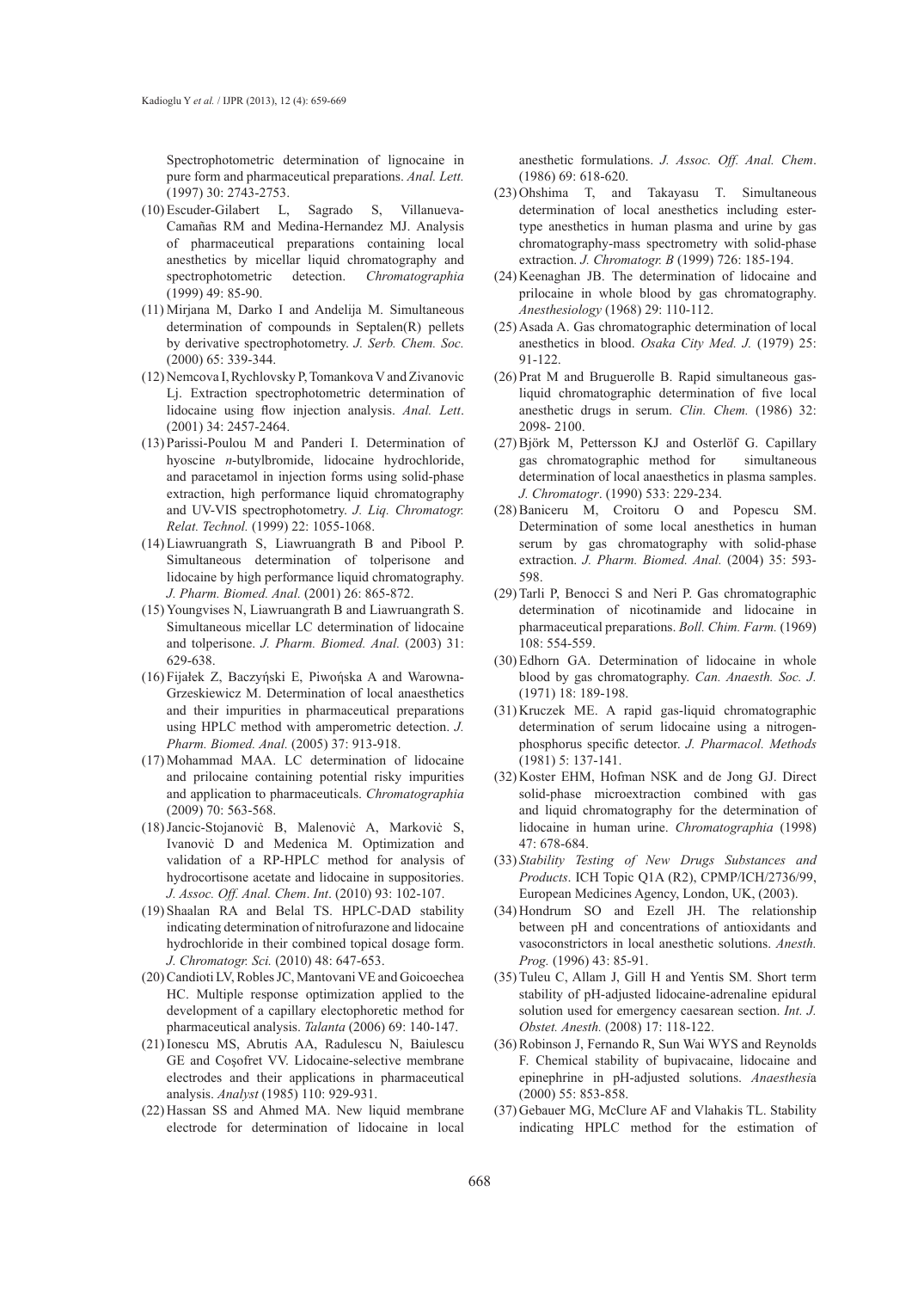Spectrophotometric determination of lignocaine in pure form and pharmaceutical preparations. *Anal. Lett.* (1997) 30: 2743-2753.

(10) Escuder-Gilabert L, Sagrado S, Villanueva-Camañas RM and Medina-Hernandez MJ. Analysis of pharmaceutical preparations containing local anesthetics by micellar liquid chromatography and spectrophotometric detection. *Chromatographia* (1999) 49: 85-90.

(11) Mirjana M, Darko I and Andelija M. Simultaneous determination of compounds in Septalen(R) pellets by derivative spectrophotometry. *J. Serb. Chem. Soc.* (2000) 65: 339-344.

(12) Nemcova I, Rychlovsky P, Tomankova V and Zivanovic Lj. Extraction spectrophotometric determination of lidocaine using flow injection analysis. *Anal. Lett*. (2001) 34: 2457-2464.

(13) Parissi-Poulou M and Panderi I. Determination of hyoscine *n*-butylbromide, lidocaine hydrochloride, and paracetamol in injection forms using solid-phase extraction, high performance liquid chromatography and UV-VIS spectrophotometry. *J. Liq. Chromatogr. Relat. Technol.* (1999) 22: 1055-1068.

(14) Liawruangrath S, Liawruangrath B and Pibool P. Simultaneous determination of tolperisone and lidocaine by high performance liquid chromatography. *J. Pharm. Biomed. Anal.* (2001) 26: 865-872.

(15) Youngvises N, Liawruangrath B and Liawruangrath S. Simultaneous micellar LC determination of lidocaine and tolperisone. *J. Pharm. Biomed. Anal.* (2003) 31: 629-638.

(16) Fijałek Z, Baczyński E, Piwońska A and Warowna-Grzeskiewicz M. Determination of local anaesthetics and their impurities in pharmaceutical preparations using HPLC method with amperometric detection. *J. Pharm. Biomed. Anal.* (2005) 37: 913-918.

(17) Mohammad MAA. LC determination of lidocaine and prilocaine containing potential risky impurities and application to pharmaceuticals. *Chromatographia* (2009) 70: 563-568.

(18) Jancic-Stojanović B, Malenović A, Marković S, Ivanović D and Medenica M. Optimization and validation of a RP-HPLC method for analysis of hydrocortisone acetate and lidocaine in suppositories. *J. Assoc. Off. Anal. Chem*. *Int*. (2010) 93: 102-107.

(19) Shaalan RA and Belal TS. HPLC-DAD stability indicating determination of nitrofurazone and lidocaine hydrochloride in their combined topical dosage form. *J. Chromatogr. Sci.* (2010) 48: 647-653.

(20) Candioti LV, Robles JC, Mantovani VE and Goicoechea HC. Multiple response optimization applied to the development of a capillary electophoretic method for pharmaceutical analysis. *Talanta* (2006) 69: 140-147.

(21) Ionescu MS, Abrutis AA, Radulescu N, Baiulescu GE and Coşofret VV. Lidocaine-selective membrane electrodes and their applications in pharmaceutical analysis. *Analyst* (1985) 110: 929-931.

(22) Hassan SS and Ahmed MA. New liquid membrane electrode for determination of lidocaine in local anesthetic formulations. *J. Assoc. Off. Anal. Chem*. (1986) 69: 618-620.

(23) Ohshima T, and Takayasu T. Simultaneous determination of local anesthetics including ester-type anesthetics in human plasma and urine by gas chromatography-mass spectrometry with solid-phase extraction. *J. Chromatogr. B* (1999) 726: 185-194.

(24) Keenaghan JB. The determination of lidocaine and prilocaine in whole blood by gas chromatography. *Anesthesiology* (1968) 29: 110-112.

(25) Asada A. Gas chromatographic determination of local anesthetics in blood. *Osaka City Med. J.* (1979) 25: 91-122.

(26) Prat M and Bruguerolle B. Rapid simultaneous gas-liquid chromatographic determination of five local anesthetic drugs in serum. *Clin. Chem.* (1986) 32: 2098- 2100.

(27) Björk M, Pettersson KJ and Osterlöf G. Capillary gas chromatographic method for simultaneous determination of local anaesthetics in plasma samples. *J. Chromatogr*. (1990) 533: 229-234.

(28) Baniceru M, Croitoru O and Popescu SM. Determination of some local anesthetics in human serum by gas chromatography with solid-phase extraction. *J. Pharm. Biomed. Anal.* (2004) 35: 593-598.

(29) Tarli P, Benocci S and Neri P. Gas chromatographic determination of nicotinamide and lidocaine in pharmaceutical preparations. *Boll. Chim. Farm.* (1969) 108: 554-559.

(30) Edhorn GA. Determination of lidocaine in whole blood by gas chromatography. *Can. Anaesth. Soc. J.* (1971) 18: 189-198.

(31) Kruczek ME. A rapid gas-liquid chromatographic determination of serum lidocaine using a nitrogen-phosphorus specific detector. *J. Pharmacol. Methods* (1981) 5: 137-141.

(32) Koster EHM, Hofman NSK and de Jong GJ. Direct solid-phase microextraction combined with gas and liquid chromatography for the determination of lidocaine in human urine. *Chromatographia* (1998) 47: 678-684.

(33) *Stability Testing of New Drugs Substances and Products*. ICH Topic Q1A (R2), CPMP/ICH/2736/99, European Medicines Agency, London, UK, (2003).

(34) Hondrum SO and Ezell JH. The relationship between pH and concentrations of antioxidants and vasoconstrictors in local anesthetic solutions. *Anesth. Prog.* (1996) 43: 85-91.

(35) Tuleu C, Allam J, Gill H and Yentis SM. Short term stability of pH-adjusted lidocaine-adrenaline epidural solution used for emergency caesarean section. *Int. J. Obstet. Anesth.* (2008) 17: 118-122.

(36) Robinson J, Fernando R, Sun Wai WYS and Reynolds F. Chemical stability of bupivacaine, lidocaine and epinephrine in pH-adjusted solutions. *Anaesthesia* (2000) 55: 853-858.

(37) Gebauer MG, McClure AF and Vlahakis TL. Stability indicating HPLC method for the estimation of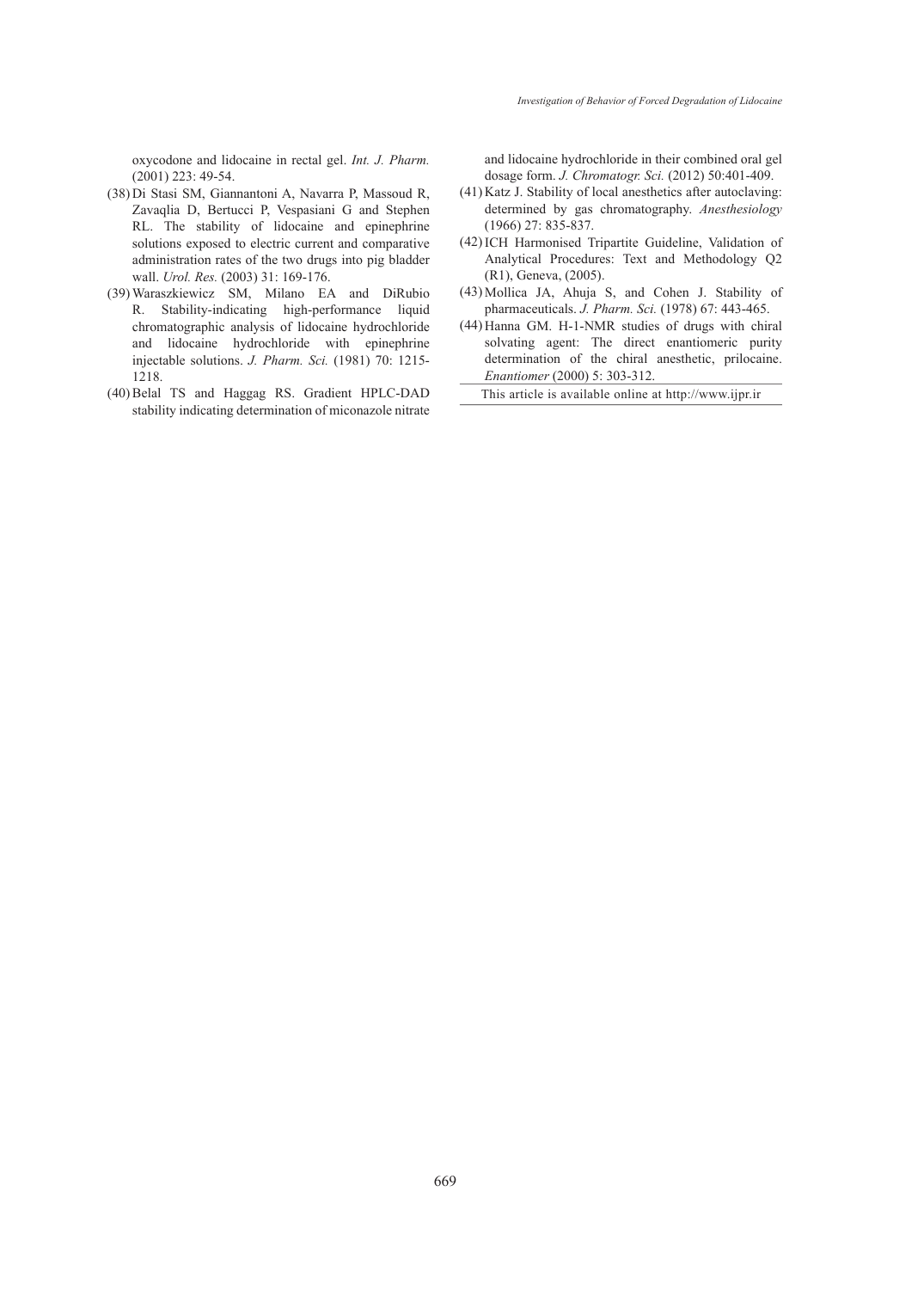oxycodone and lidocaine in rectal gel. *Int. J. Pharm.* (2001) 223: 49-54.

(38) Di Stasi SM, Giannantoni A, Navarra P, Massoud R, Zavaqlia D, Bertucci P, Vespasiani G and Stephen RL. The stability of lidocaine and epinephrine solutions exposed to electric current and comparative administration rates of the two drugs into pig bladder wall. *Urol. Res.* (2003) 31: 169-176.

(39) Waraszkiewicz SM, Milano EA and DiRubio R. Stability-indicating high-performance liquid chromatographic analysis of lidocaine hydrochloride and lidocaine hydrochloride with epinephrine injectable solutions. *J. Pharm. Sci.* (1981) 70: 1215-1218.

(40) Belal TS and Haggag RS. Gradient HPLC-DAD stability indicating determination of miconazole nitrate and lidocaine hydrochloride in their combined oral gel dosage form. *J. Chromatogr. Sci.* (2012) 50:401-409.

(41) Katz J. Stability of local anesthetics after autoclaving: determined by gas chromatography. *Anesthesiology* (1966) 27: 835-837.

(42) ICH Harmonised Tripartite Guideline, Validation of Analytical Procedures: Text and Methodology Q2 (R1), Geneva, (2005).

(43) Mollica JA, Ahuja S, and Cohen J. Stability of pharmaceuticals. *J. Pharm. Sci.* (1978) 67: 443-465.

(44) Hanna GM. H-1-NMR studies of drugs with chiral solvating agent: The direct enantiomeric purity determination of the chiral anesthetic, prilocaine. *Enantiomer* (2000) 5: 303-312.

This article is available online at http://www.ijpr.ir